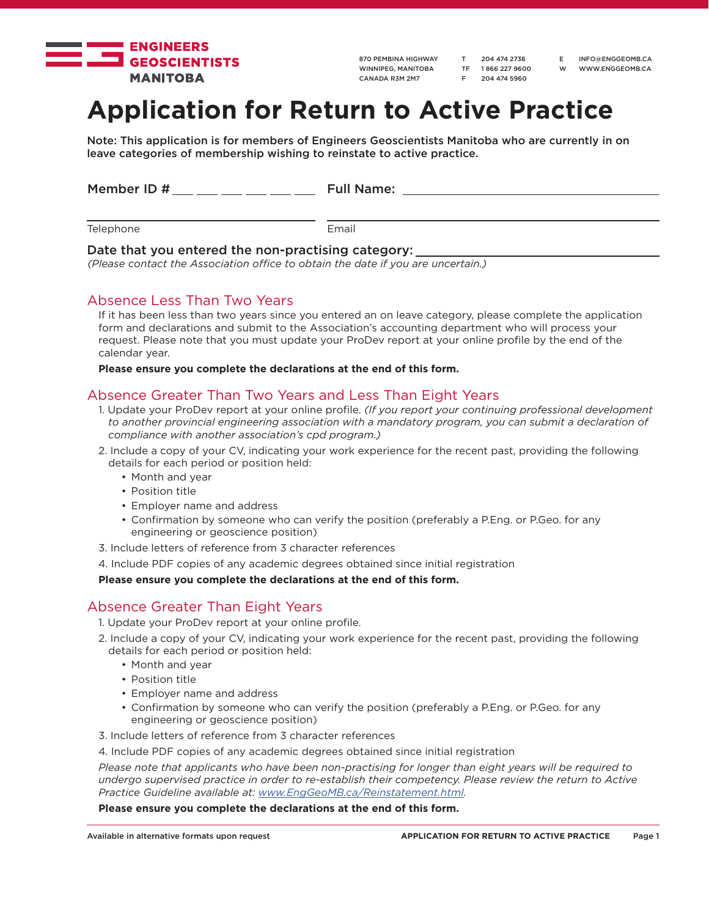ENGINEERS GEOSCIENTISTS MANITOBA

870 PEMBINA HIGHWAY
WINNIPEG, MANITOBA
CANADA R3M 2M7

T 204 474 2736
TF 1 866 227 9600
F 204 474 5960

E INFO@ENGGEOMB.CA
W WWW.ENGGEOMB.CA

# Application for Return to Active Practice

**Note: This application is for members of Engineers Geoscientists Manitoba who are currently in on leave categories of membership wishing to reinstate to active practice.**

**Member ID #** ___ ___ ___ ___ ___ ___ **Full Name:** ______________________________

______________________________ ______________________________
Telephone Email

**Date that you entered the non-practising category:** ______________________________
*(Please contact the Association office to obtain the date if you are uncertain.)*

## Absence Less Than Two Years

If it has been less than two years since you entered an on leave category, please complete the application form and declarations and submit to the Association's accounting department who will process your request. Please note that you must update your ProDev report at your online profile by the end of the calendar year.

**Please ensure you complete the declarations at the end of this form.**

## Absence Greater Than Two Years and Less Than Eight Years

1. Update your ProDev report at your online profile. *(If you report your continuing professional development to another provincial engineering association with a mandatory program, you can submit a declaration of compliance with another association's cpd program.)*
2. Include a copy of your CV, indicating your work experience for the recent past, providing the following details for each period or position held:
   - Month and year
   - Position title
   - Employer name and address
   - Confirmation by someone who can verify the position (preferably a P.Eng. or P.Geo. for any engineering or geoscience position)
3. Include letters of reference from 3 character references
4. Include PDF copies of any academic degrees obtained since initial registration

**Please ensure you complete the declarations at the end of this form.**

## Absence Greater Than Eight Years

1. Update your ProDev report at your online profile.
2. Include a copy of your CV, indicating your work experience for the recent past, providing the following details for each period or position held:
   - Month and year
   - Position title
   - Employer name and address
   - Confirmation by someone who can verify the position (preferably a P.Eng. or P.Geo. for any engineering or geoscience position)
3. Include letters of reference from 3 character references
4. Include PDF copies of any academic degrees obtained since initial registration

*Please note that applicants who have been non-practising for longer than eight years will be required to undergo supervised practice in order to re-establish their competency. Please review the return to Active Practice Guideline available at: [www.EngGeoMB.ca/Reinstatement.html](http://www.EngGeoMB.ca/Reinstatement.html).*

**Please ensure you complete the declarations at the end of this form.**

Available in alternative formats upon request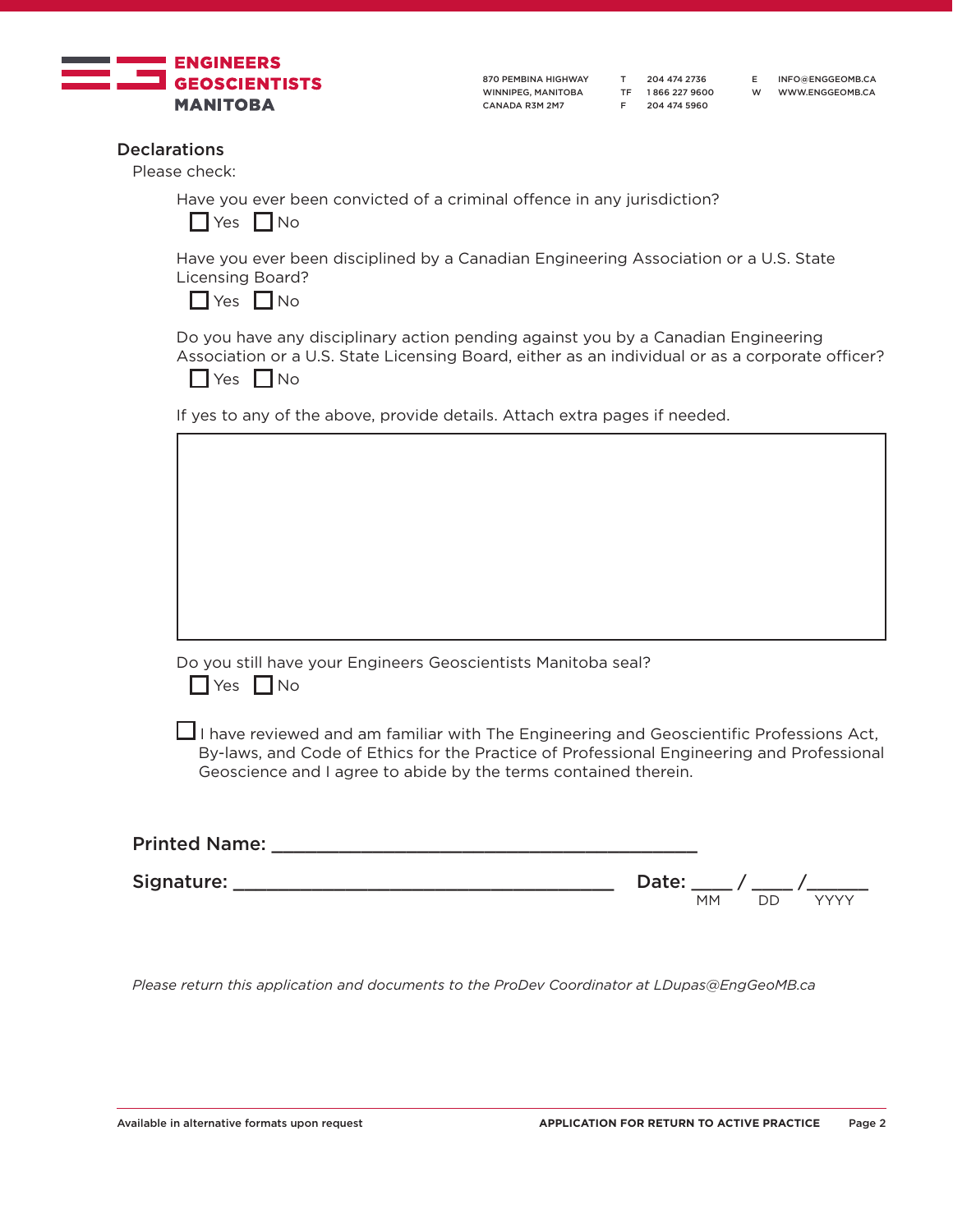ENGINEERS GEOSCIENTISTS MANITOBA

870 PEMBINA HIGHWAY
WINNIPEG, MANITOBA
CANADA R3M 2M7

T 204 474 2736
TF 1 866 227 9600
F 204 474 5960

E INFO@ENGGEOMB.CA
W WWW.ENGGEOMB.CA

## Declarations

Please check:

Have you ever been convicted of a criminal offence in any jurisdiction?

☐ Yes ☐ No

Have you ever been disciplined by a Canadian Engineering Association or a U.S. State Licensing Board?

☐ Yes ☐ No

Do you have any disciplinary action pending against you by a Canadian Engineering Association or a U.S. State Licensing Board, either as an individual or as a corporate officer?

☐ Yes ☐ No

If yes to any of the above, provide details. Attach extra pages if needed.

| |
|---|
| |

Do you still have your Engineers Geoscientists Manitoba seal?

☐ Yes ☐ No

☐ I have reviewed and am familiar with The Engineering and Geoscientific Professions Act, By-laws, and Code of Ethics for the Practice of Professional Engineering and Professional Geoscience and I agree to abide by the terms contained therein.

**Printed Name:** ______________________________________

**Signature:** __________________________________ **Date:** ____ / ____ /______
MM DD YYYY

*Please return this application and documents to the ProDev Coordinator at LDupas@EngGeoMB.ca*

Available in alternative formats upon request

APPLICATION FOR RETURN TO ACTIVE PRACTICE